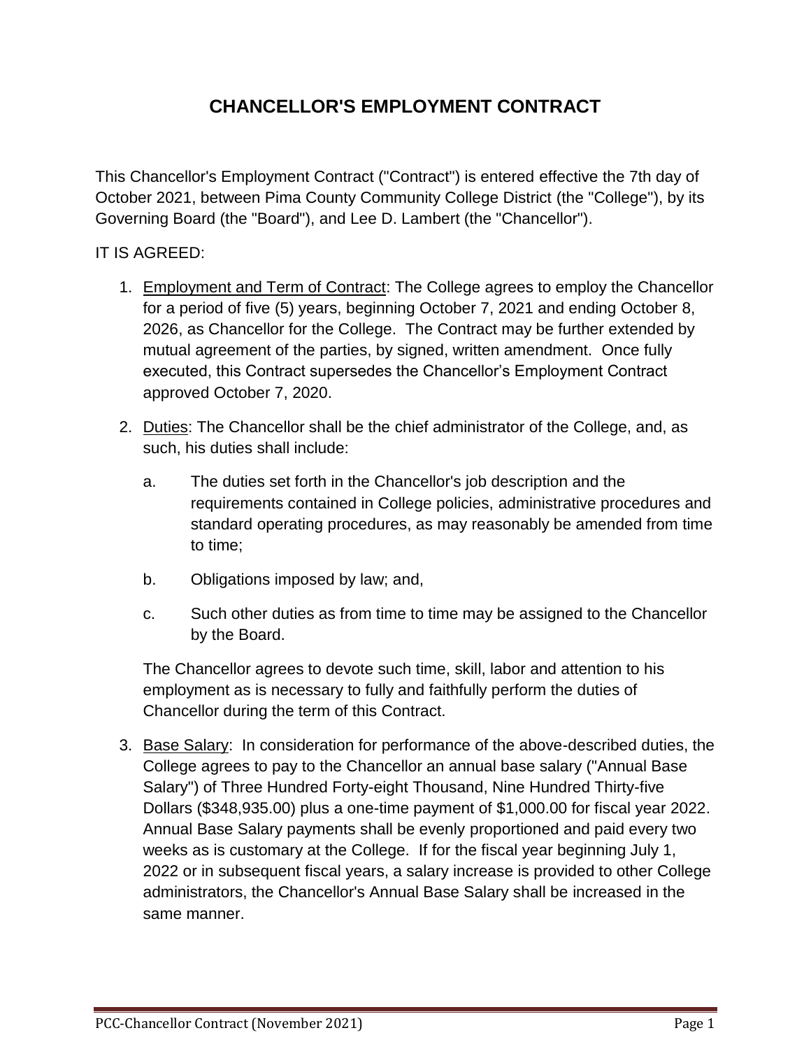# CHANCELLOR'S EMPLOYMENT CONTRACT

This Chancellor's Employment Contract ("Contract") is entered effective the 7th day of October 2021, between Pima County Community College District (the "College"), by its Governing Board (the "Board"), and Lee D. Lambert (the "Chancellor").

IT IS AGREED:

1. Employment and Term of Contract: The College agrees to employ the Chancellor for a period of five (5) years, beginning October 7, 2021 and ending October 8, 2026, as Chancellor for the College. The Contract may be further extended by mutual agreement of the parties, by signed, written amendment. Once fully executed, this Contract supersedes the Chancellor's Employment Contract approved October 7, 2020.

2. Duties: The Chancellor shall be the chief administrator of the College, and, as such, his duties shall include:

   a. The duties set forth in the Chancellor's job description and the requirements contained in College policies, administrative procedures and standard operating procedures, as may reasonably be amended from time to time;

   b. Obligations imposed by law; and,

   c. Such other duties as from time to time may be assigned to the Chancellor by the Board.

   The Chancellor agrees to devote such time, skill, labor and attention to his employment as is necessary to fully and faithfully perform the duties of Chancellor during the term of this Contract.

3. Base Salary: In consideration for performance of the above-described duties, the College agrees to pay to the Chancellor an annual base salary ("Annual Base Salary") of Three Hundred Forty-eight Thousand, Nine Hundred Thirty-five Dollars ($348,935.00) plus a one-time payment of $1,000.00 for fiscal year 2022. Annual Base Salary payments shall be evenly proportioned and paid every two weeks as is customary at the College. If for the fiscal year beginning July 1, 2022 or in subsequent fiscal years, a salary increase is provided to other College administrators, the Chancellor's Annual Base Salary shall be increased in the same manner.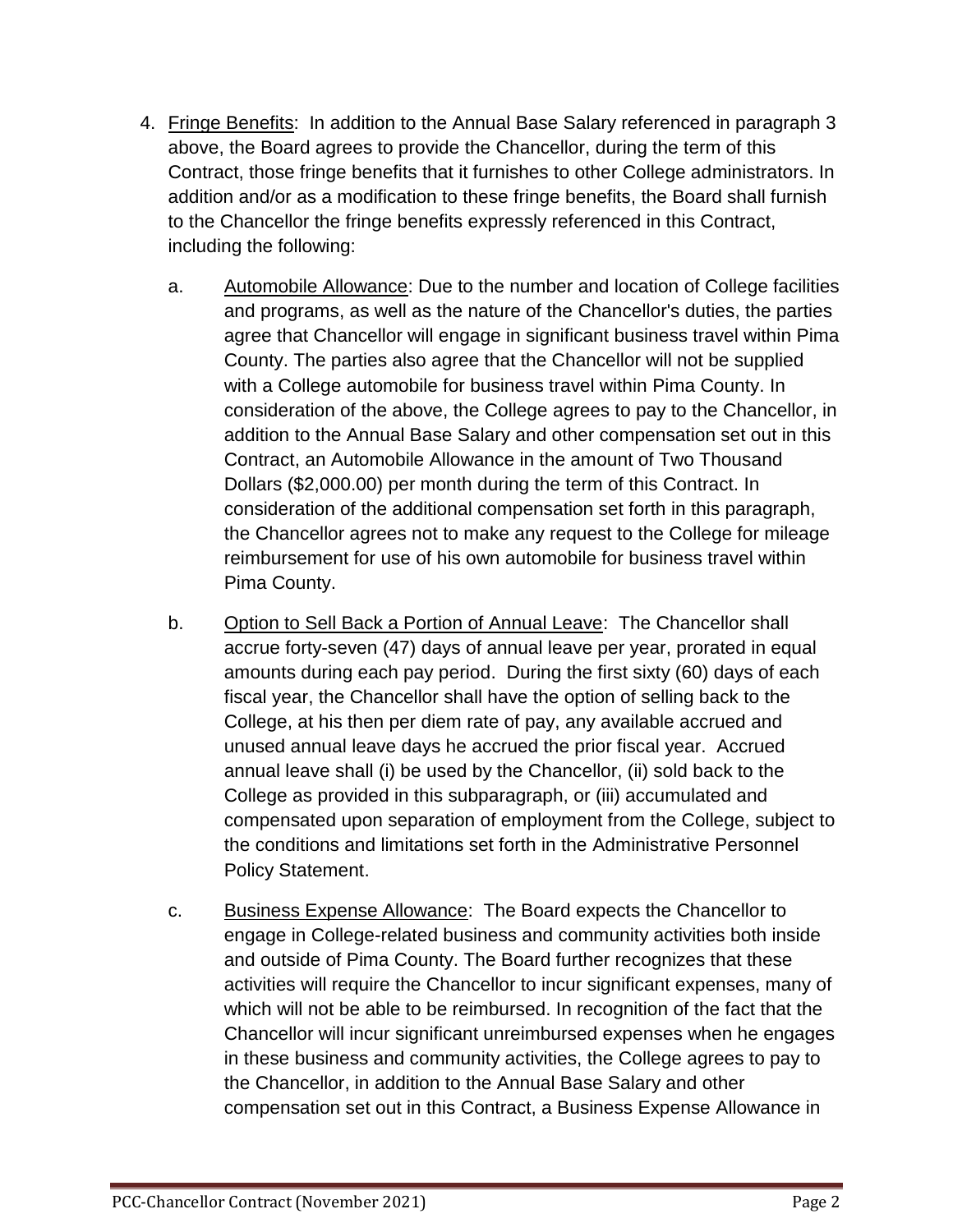4. <u>Fringe Benefits</u>: In addition to the Annual Base Salary referenced in paragraph 3 above, the Board agrees to provide the Chancellor, during the term of this Contract, those fringe benefits that it furnishes to other College administrators. In addition and/or as a modification to these fringe benefits, the Board shall furnish to the Chancellor the fringe benefits expressly referenced in this Contract, including the following:

   a. <u>Automobile Allowance</u>: Due to the number and location of College facilities and programs, as well as the nature of the Chancellor's duties, the parties agree that Chancellor will engage in significant business travel within Pima County. The parties also agree that the Chancellor will not be supplied with a College automobile for business travel within Pima County. In consideration of the above, the College agrees to pay to the Chancellor, in addition to the Annual Base Salary and other compensation set out in this Contract, an Automobile Allowance in the amount of Two Thousand Dollars ($2,000.00) per month during the term of this Contract. In consideration of the additional compensation set forth in this paragraph, the Chancellor agrees not to make any request to the College for mileage reimbursement for use of his own automobile for business travel within Pima County.

   b. <u>Option to Sell Back a Portion of Annual Leave</u>: The Chancellor shall accrue forty-seven (47) days of annual leave per year, prorated in equal amounts during each pay period. During the first sixty (60) days of each fiscal year, the Chancellor shall have the option of selling back to the College, at his then per diem rate of pay, any available accrued and unused annual leave days he accrued the prior fiscal year. Accrued annual leave shall (i) be used by the Chancellor, (ii) sold back to the College as provided in this subparagraph, or (iii) accumulated and compensated upon separation of employment from the College, subject to the conditions and limitations set forth in the Administrative Personnel Policy Statement.

   c. <u>Business Expense Allowance</u>: The Board expects the Chancellor to engage in College-related business and community activities both inside and outside of Pima County. The Board further recognizes that these activities will require the Chancellor to incur significant expenses, many of which will not be able to be reimbursed. In recognition of the fact that the Chancellor will incur significant unreimbursed expenses when he engages in these business and community activities, the College agrees to pay to the Chancellor, in addition to the Annual Base Salary and other compensation set out in this Contract, a Business Expense Allowance in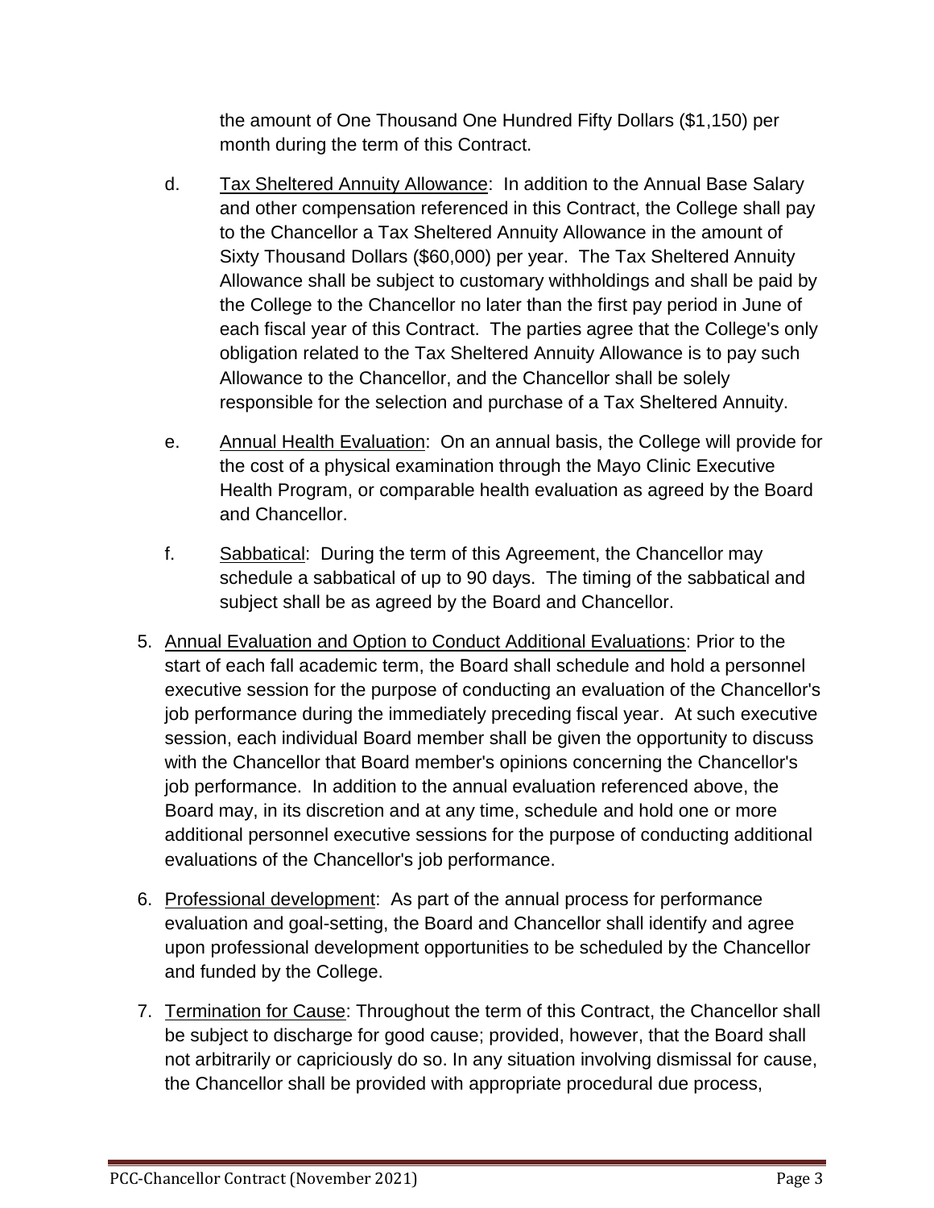the amount of One Thousand One Hundred Fifty Dollars ($1,150) per month during the term of this Contract.

d. Tax Sheltered Annuity Allowance: In addition to the Annual Base Salary and other compensation referenced in this Contract, the College shall pay to the Chancellor a Tax Sheltered Annuity Allowance in the amount of Sixty Thousand Dollars ($60,000) per year. The Tax Sheltered Annuity Allowance shall be subject to customary withholdings and shall be paid by the College to the Chancellor no later than the first pay period in June of each fiscal year of this Contract. The parties agree that the College's only obligation related to the Tax Sheltered Annuity Allowance is to pay such Allowance to the Chancellor, and the Chancellor shall be solely responsible for the selection and purchase of a Tax Sheltered Annuity.

e. Annual Health Evaluation: On an annual basis, the College will provide for the cost of a physical examination through the Mayo Clinic Executive Health Program, or comparable health evaluation as agreed by the Board and Chancellor.

f. Sabbatical: During the term of this Agreement, the Chancellor may schedule a sabbatical of up to 90 days. The timing of the sabbatical and subject shall be as agreed by the Board and Chancellor.

5. Annual Evaluation and Option to Conduct Additional Evaluations: Prior to the start of each fall academic term, the Board shall schedule and hold a personnel executive session for the purpose of conducting an evaluation of the Chancellor's job performance during the immediately preceding fiscal year. At such executive session, each individual Board member shall be given the opportunity to discuss with the Chancellor that Board member's opinions concerning the Chancellor's job performance. In addition to the annual evaluation referenced above, the Board may, in its discretion and at any time, schedule and hold one or more additional personnel executive sessions for the purpose of conducting additional evaluations of the Chancellor's job performance.

6. Professional development: As part of the annual process for performance evaluation and goal-setting, the Board and Chancellor shall identify and agree upon professional development opportunities to be scheduled by the Chancellor and funded by the College.

7. Termination for Cause: Throughout the term of this Contract, the Chancellor shall be subject to discharge for good cause; provided, however, that the Board shall not arbitrarily or capriciously do so. In any situation involving dismissal for cause, the Chancellor shall be provided with appropriate procedural due process,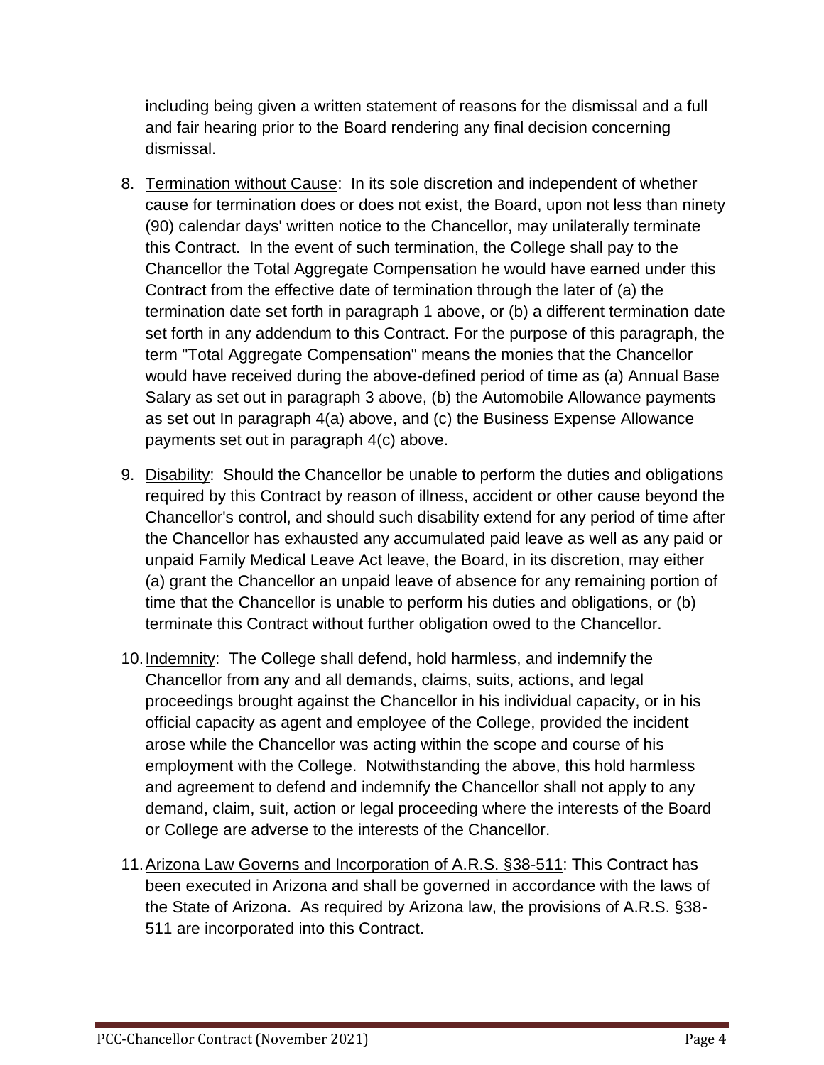including being given a written statement of reasons for the dismissal and a full and fair hearing prior to the Board rendering any final decision concerning dismissal.

8. Termination without Cause: In its sole discretion and independent of whether cause for termination does or does not exist, the Board, upon not less than ninety (90) calendar days' written notice to the Chancellor, may unilaterally terminate this Contract. In the event of such termination, the College shall pay to the Chancellor the Total Aggregate Compensation he would have earned under this Contract from the effective date of termination through the later of (a) the termination date set forth in paragraph 1 above, or (b) a different termination date set forth in any addendum to this Contract. For the purpose of this paragraph, the term "Total Aggregate Compensation" means the monies that the Chancellor would have received during the above-defined period of time as (a) Annual Base Salary as set out in paragraph 3 above, (b) the Automobile Allowance payments as set out In paragraph 4(a) above, and (c) the Business Expense Allowance payments set out in paragraph 4(c) above.

9. Disability: Should the Chancellor be unable to perform the duties and obligations required by this Contract by reason of illness, accident or other cause beyond the Chancellor's control, and should such disability extend for any period of time after the Chancellor has exhausted any accumulated paid leave as well as any paid or unpaid Family Medical Leave Act leave, the Board, in its discretion, may either (a) grant the Chancellor an unpaid leave of absence for any remaining portion of time that the Chancellor is unable to perform his duties and obligations, or (b) terminate this Contract without further obligation owed to the Chancellor.

10. Indemnity: The College shall defend, hold harmless, and indemnify the Chancellor from any and all demands, claims, suits, actions, and legal proceedings brought against the Chancellor in his individual capacity, or in his official capacity as agent and employee of the College, provided the incident arose while the Chancellor was acting within the scope and course of his employment with the College. Notwithstanding the above, this hold harmless and agreement to defend and indemnify the Chancellor shall not apply to any demand, claim, suit, action or legal proceeding where the interests of the Board or College are adverse to the interests of the Chancellor.

11. Arizona Law Governs and Incorporation of A.R.S. §38-511: This Contract has been executed in Arizona and shall be governed in accordance with the laws of the State of Arizona. As required by Arizona law, the provisions of A.R.S. §38-511 are incorporated into this Contract.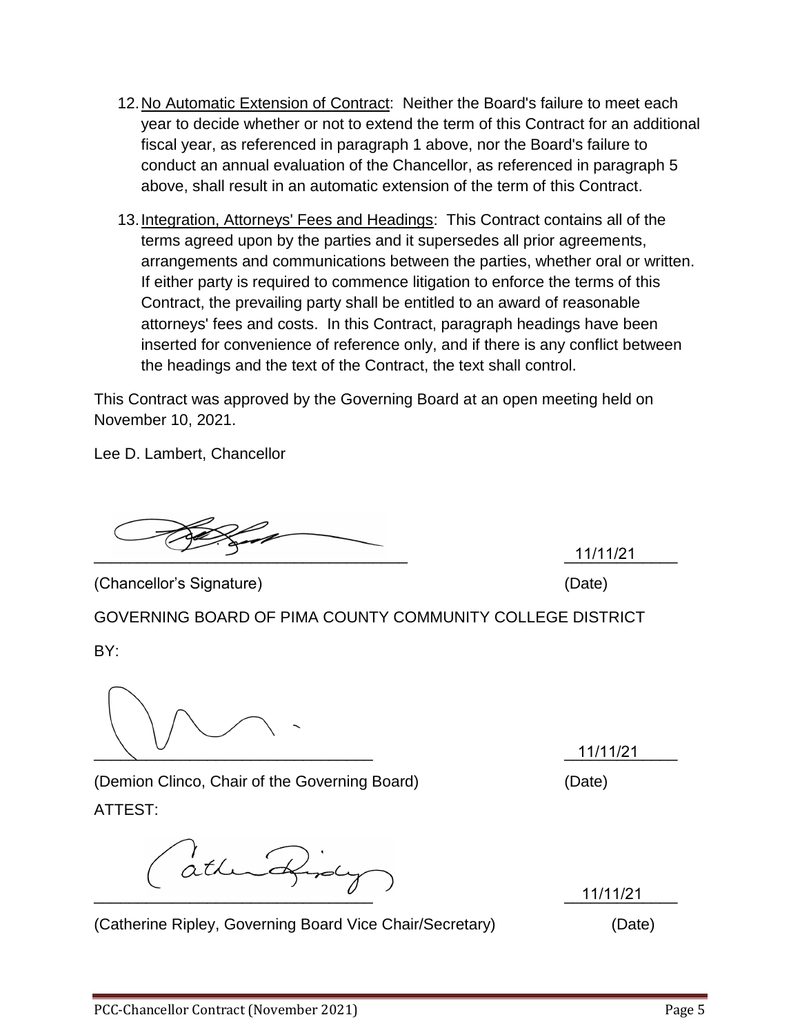12. No Automatic Extension of Contract: Neither the Board's failure to meet each year to decide whether or not to extend the term of this Contract for an additional fiscal year, as referenced in paragraph 1 above, nor the Board's failure to conduct an annual evaluation of the Chancellor, as referenced in paragraph 5 above, shall result in an automatic extension of the term of this Contract.

13. Integration, Attorneys' Fees and Headings: This Contract contains all of the terms agreed upon by the parties and it supersedes all prior agreements, arrangements and communications between the parties, whether oral or written. If either party is required to commence litigation to enforce the terms of this Contract, the prevailing party shall be entitled to an award of reasonable attorneys' fees and costs. In this Contract, paragraph headings have been inserted for convenience of reference only, and if there is any conflict between the headings and the text of the Contract, the text shall control.

This Contract was approved by the Governing Board at an open meeting held on November 10, 2021.

Lee D. Lambert, Chancellor

___________________________________ 11/11/21

(Chancellor's Signature) (Date)

GOVERNING BOARD OF PIMA COUNTY COMMUNITY COLLEGE DISTRICT

BY:

___________________________________ 11/11/21

(Demion Clinco, Chair of the Governing Board) (Date)

ATTEST:

___________________________________ 11/11/21

(Catherine Ripley, Governing Board Vice Chair/Secretary) (Date)